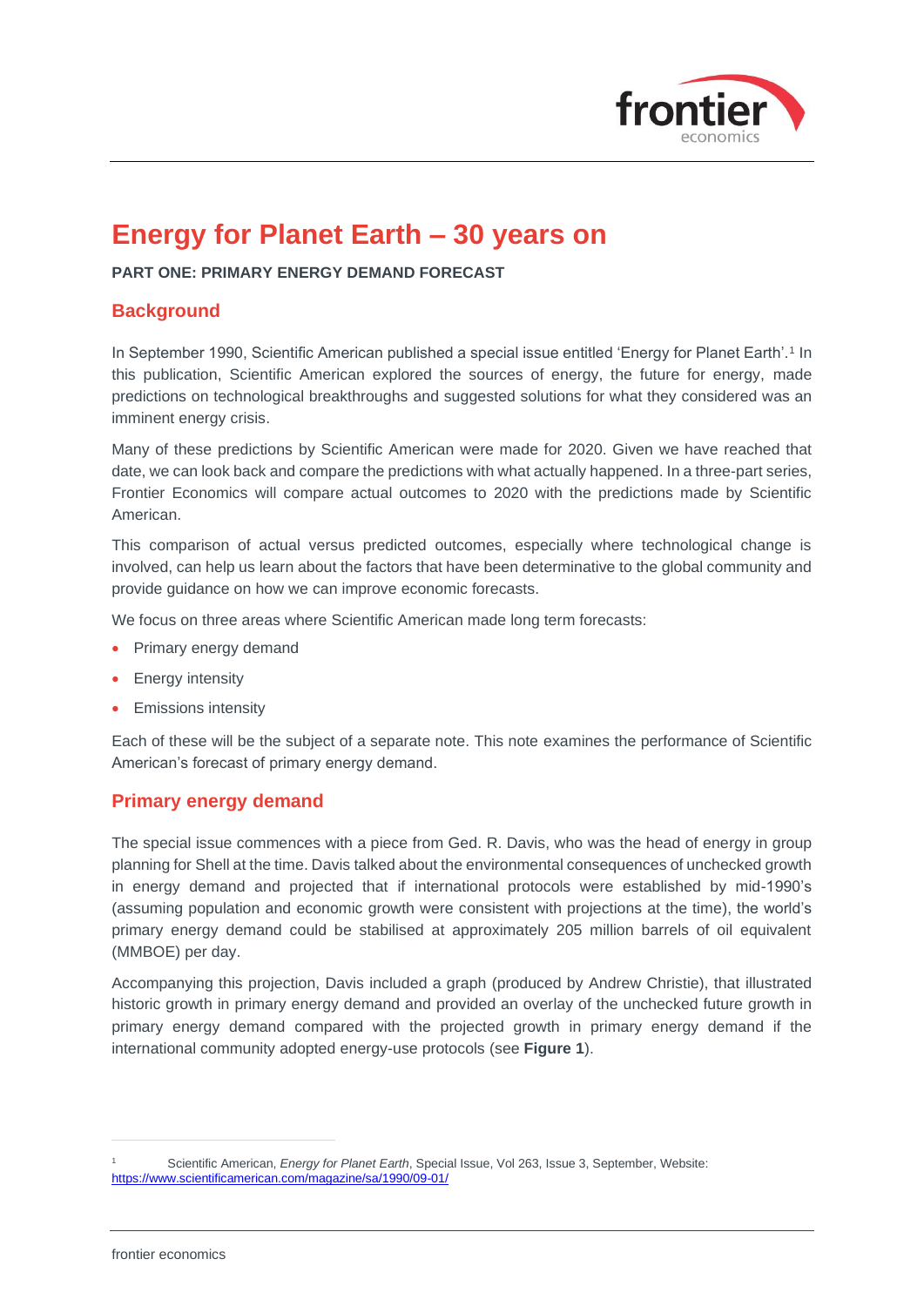# Energy for Planet Earth – 30 years on

**PART ONE: PRIMARY ENERGY DEMAND FORECAST**

## Background

In September 1990, Scientific American published a special issue entitled 'Energy for Planet Earth'.[1] In this publication, Scientific American explored the sources of energy, the future for energy, made predictions on technological breakthroughs and suggested solutions for what they considered was an imminent energy crisis.

Many of these predictions by Scientific American were made for 2020. Given we have reached that date, we can look back and compare the predictions with what actually happened. In a three-part series, Frontier Economics will compare actual outcomes to 2020 with the predictions made by Scientific American.

This comparison of actual versus predicted outcomes, especially where technological change is involved, can help us learn about the factors that have been determinative to the global community and provide guidance on how we can improve economic forecasts.

We focus on three areas where Scientific American made long term forecasts:

- Primary energy demand
- Energy intensity
- Emissions intensity

Each of these will be the subject of a separate note. This note examines the performance of Scientific American's forecast of primary energy demand.

## Primary energy demand

The special issue commences with a piece from Ged. R. Davis, who was the head of energy in group planning for Shell at the time. Davis talked about the environmental consequences of unchecked growth in energy demand and projected that if international protocols were established by mid-1990's (assuming population and economic growth were consistent with projections at the time), the world's primary energy demand could be stabilised at approximately 205 million barrels of oil equivalent (MMBOE) per day.

Accompanying this projection, Davis included a graph (produced by Andrew Christie), that illustrated historic growth in primary energy demand and provided an overlay of the unchecked future growth in primary energy demand compared with the projected growth in primary energy demand if the international community adopted energy-use protocols (see **Figure 1**).

[1] Scientific American, *Energy for Planet Earth*, Special Issue, Vol 263, Issue 3, September, Website: https://www.scientificamerican.com/magazine/sa/1990/09-01/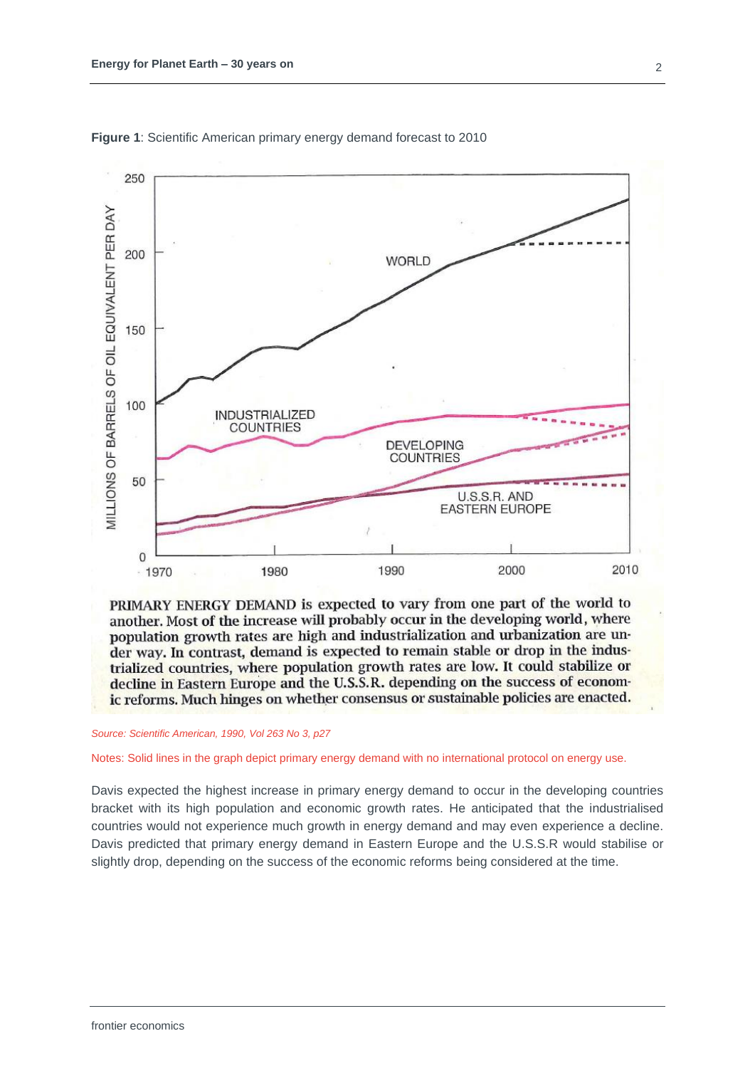**Figure 1**: Scientific American primary energy demand forecast to 2010

PRIMARY ENERGY DEMAND is expected to vary from one part of the world to another. Most of the increase will probably occur in the developing world, where population growth rates are high and industrialization and urbanization are under way. In contrast, demand is expected to remain stable or drop in the industrialized countries, where population growth rates are low. It could stabilize or decline in Eastern Europe and the U.S.S.R. depending on the success of economic reforms. Much hinges on whether consensus or sustainable policies are enacted.

*Source: Scientific American, 1990, Vol 263 No 3, p27*

Notes: Solid lines in the graph depict primary energy demand with no international protocol on energy use.

Davis expected the highest increase in primary energy demand to occur in the developing countries bracket with its high population and economic growth rates. He anticipated that the industrialised countries would not experience much growth in energy demand and may even experience a decline. Davis predicted that primary energy demand in Eastern Europe and the U.S.S.R would stabilise or slightly drop, depending on the success of the economic reforms being considered at the time.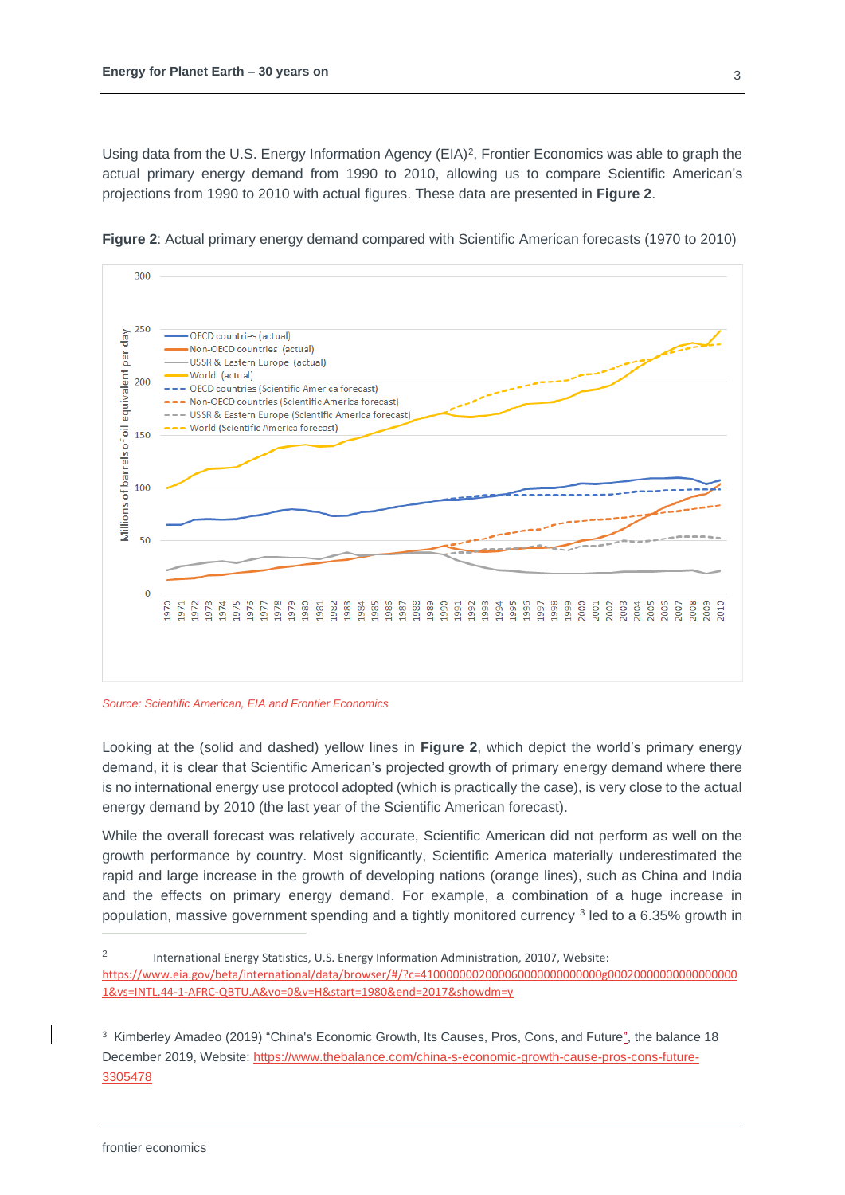Using data from the U.S. Energy Information Agency (EIA)[2], Frontier Economics was able to graph the actual primary energy demand from 1990 to 2010, allowing us to compare Scientific American's projections from 1990 to 2010 with actual figures. These data are presented in **Figure 2**.

**Figure 2**: Actual primary energy demand compared with Scientific American forecasts (1970 to 2010)

*Source: Scientific American, EIA and Frontier Economics*

Looking at the (solid and dashed) yellow lines in **Figure 2**, which depict the world's primary energy demand, it is clear that Scientific American's projected growth of primary energy demand where there is no international energy use protocol adopted (which is practically the case), is very close to the actual energy demand by 2010 (the last year of the Scientific American forecast).

While the overall forecast was relatively accurate, Scientific American did not perform as well on the growth performance by country. Most significantly, Scientific America materially underestimated the rapid and large increase in the growth of developing nations (orange lines), such as China and India and the effects on primary energy demand. For example, a combination of a huge increase in population, massive government spending and a tightly monitored currency [3] led to a 6.35% growth in

---

[2] International Energy Statistics, U.S. Energy Information Administration, 20107, Website: https://www.eia.gov/beta/international/data/browser/#/?c=4100000002000060000000000000g000200000000000000001&vs=INTL.44-1-AFRC-QBTU.A&vo=0&v=H&start=1980&end=2017&showdm=y

[3] Kimberley Amadeo (2019) "China's Economic Growth, Its Causes, Pros, Cons, and Future", the balance 18 December 2019, Website: https://www.thebalance.com/china-s-economic-growth-cause-pros-cons-future-3305478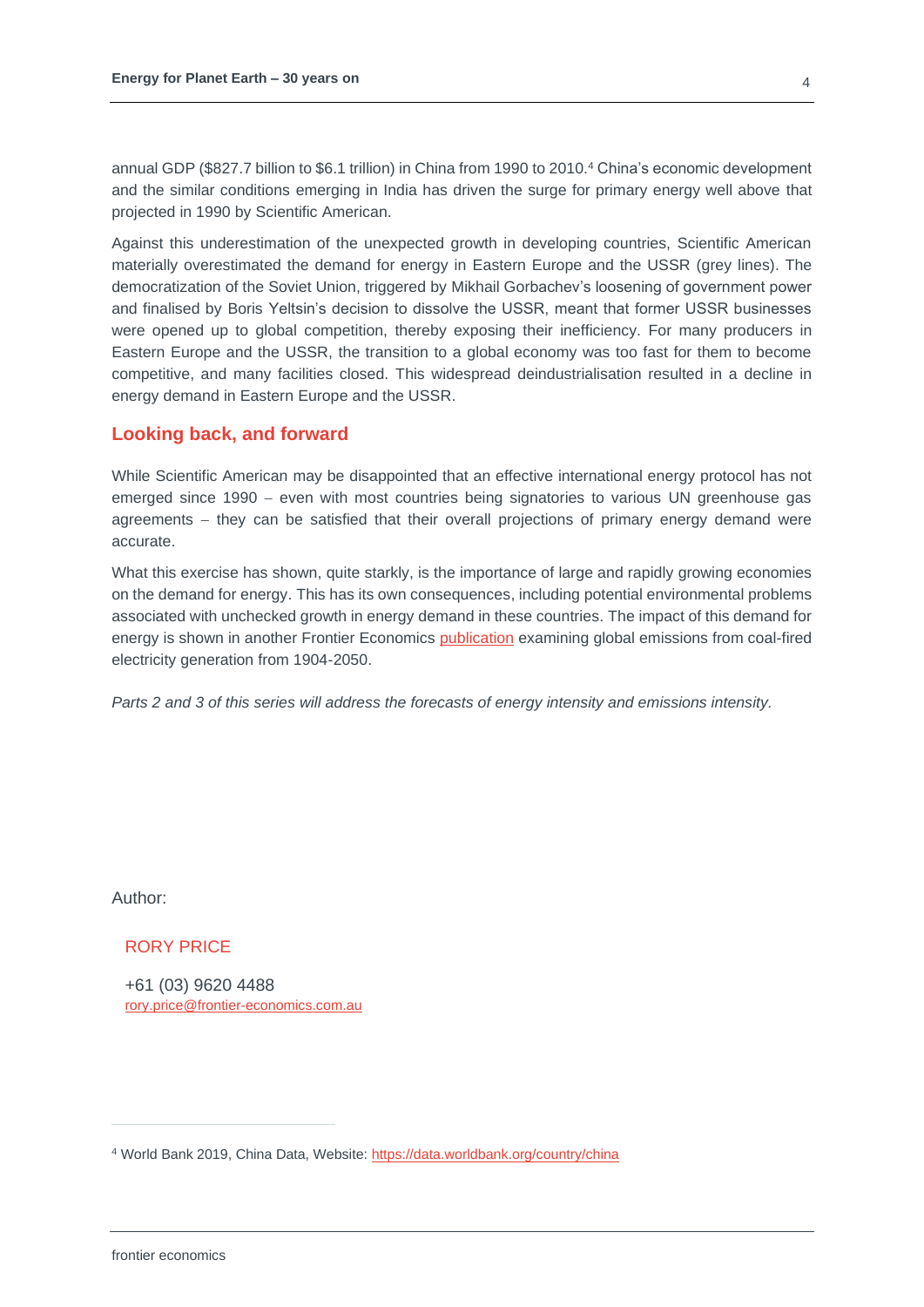annual GDP ($827.7 billion to $6.1 trillion) in China from 1990 to 2010.[4] China's economic development and the similar conditions emerging in India has driven the surge for primary energy well above that projected in 1990 by Scientific American.

Against this underestimation of the unexpected growth in developing countries, Scientific American materially overestimated the demand for energy in Eastern Europe and the USSR (grey lines). The democratization of the Soviet Union, triggered by Mikhail Gorbachev's loosening of government power and finalised by Boris Yeltsin's decision to dissolve the USSR, meant that former USSR businesses were opened up to global competition, thereby exposing their inefficiency. For many producers in Eastern Europe and the USSR, the transition to a global economy was too fast for them to become competitive, and many facilities closed. This widespread deindustrialisation resulted in a decline in energy demand in Eastern Europe and the USSR.

## Looking back, and forward

While Scientific American may be disappointed that an effective international energy protocol has not emerged since 1990 – even with most countries being signatories to various UN greenhouse gas agreements – they can be satisfied that their overall projections of primary energy demand were accurate.

What this exercise has shown, quite starkly, is the importance of large and rapidly growing economies on the demand for energy. This has its own consequences, including potential environmental problems associated with unchecked growth in energy demand in these countries. The impact of this demand for energy is shown in another Frontier Economics publication examining global emissions from coal-fired electricity generation from 1904-2050.

*Parts 2 and 3 of this series will address the forecasts of energy intensity and emissions intensity.*

Author:

RORY PRICE

+61 (03) 9620 4488
rory.price@frontier-economics.com.au

[4] World Bank 2019, China Data, Website: https://data.worldbank.org/country/china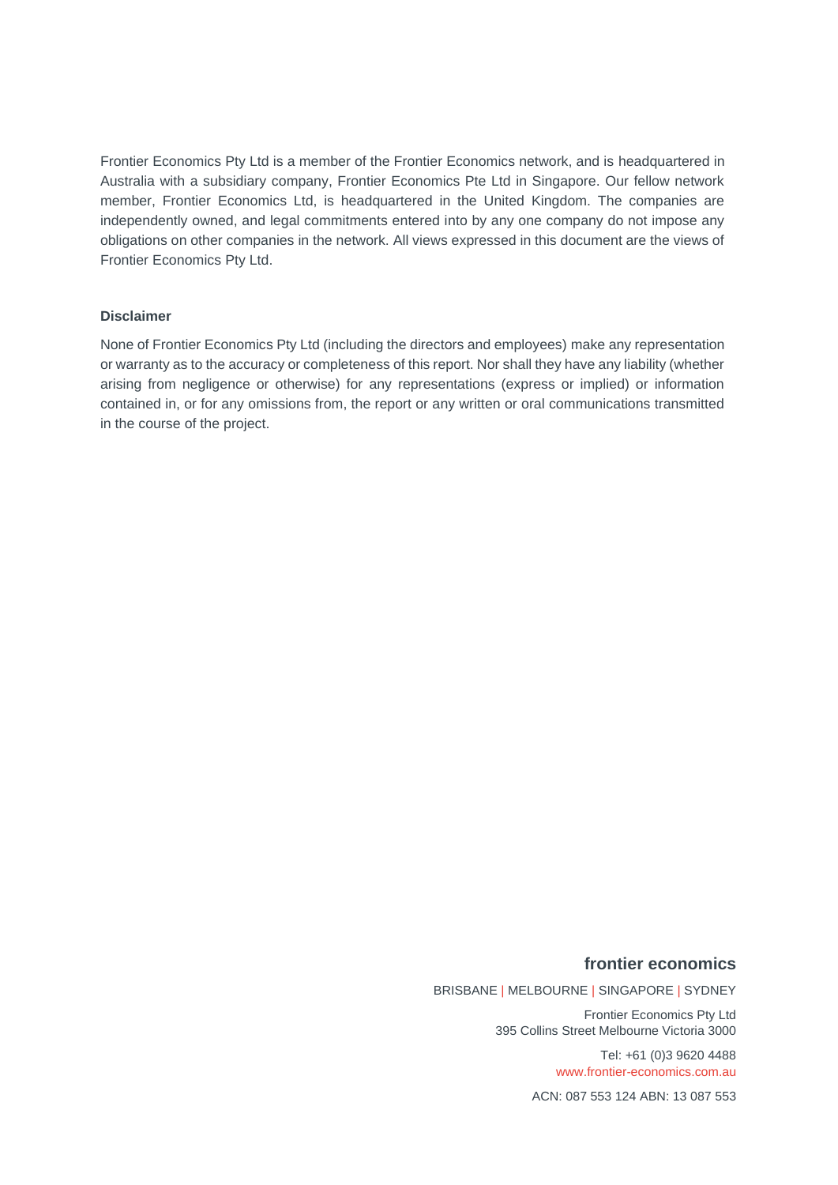Frontier Economics Pty Ltd is a member of the Frontier Economics network, and is headquartered in Australia with a subsidiary company, Frontier Economics Pte Ltd in Singapore. Our fellow network member, Frontier Economics Ltd, is headquartered in the United Kingdom. The companies are independently owned, and legal commitments entered into by any one company do not impose any obligations on other companies in the network. All views expressed in this document are the views of Frontier Economics Pty Ltd.

**Disclaimer**

None of Frontier Economics Pty Ltd (including the directors and employees) make any representation or warranty as to the accuracy or completeness of this report. Nor shall they have any liability (whether arising from negligence or otherwise) for any representations (express or implied) or information contained in, or for any omissions from, the report or any written or oral communications transmitted in the course of the project.

**frontier economics**

BRISBANE | MELBOURNE | SINGAPORE | SYDNEY

Frontier Economics Pty Ltd
395 Collins Street Melbourne Victoria 3000

Tel: +61 (0)3 9620 4488
www.frontier-economics.com.au

ACN: 087 553 124 ABN: 13 087 553